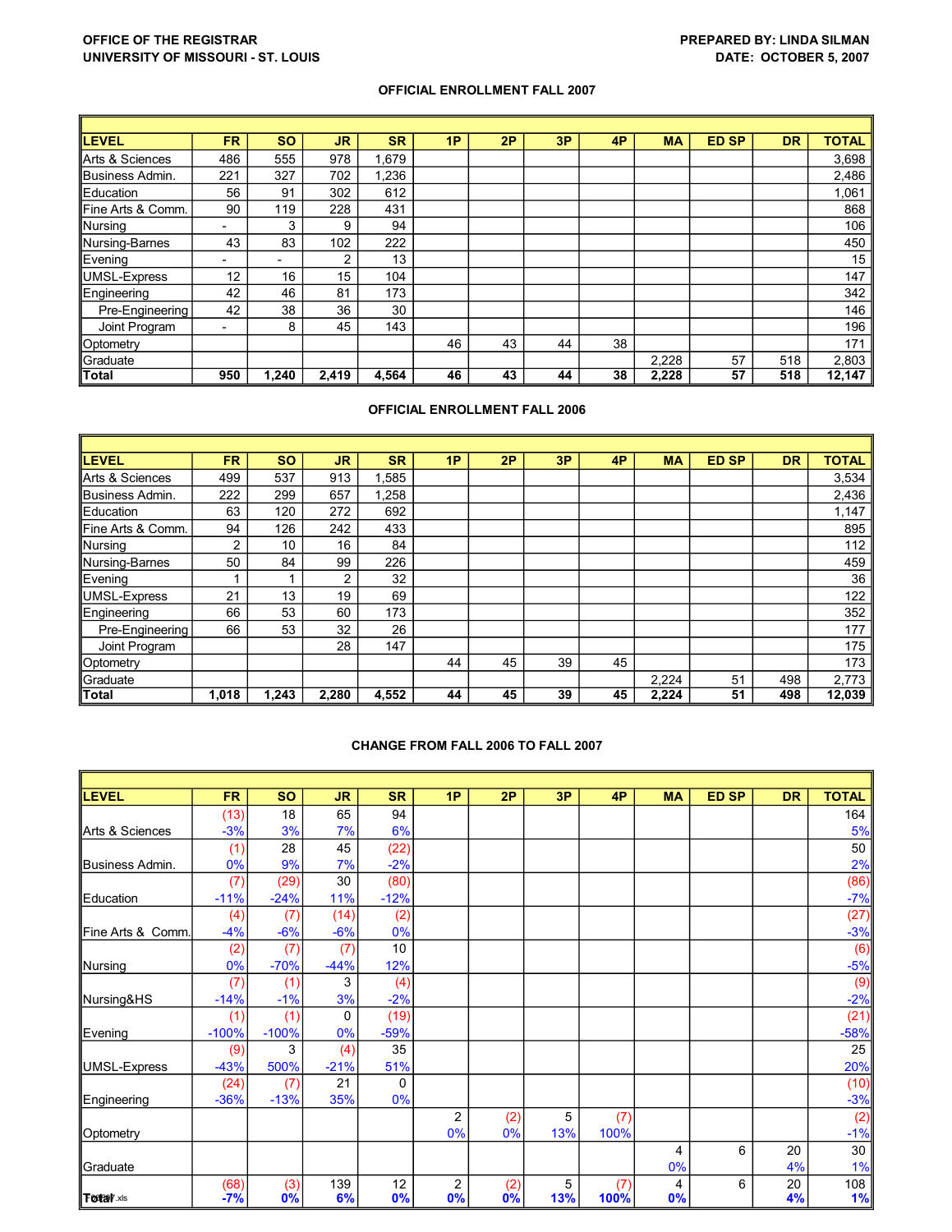OFFICE OF THE REGISTRAR
UNIVERSITY OF MISSOURI - ST. LOUIS

PREPARED BY: LINDA SILMAN
DATE: OCTOBER 5, 2007

## OFFICIAL ENROLLMENT FALL 2007

| LEVEL | FR | SO | JR | SR | 1P | 2P | 3P | 4P | MA | ED SP | DR | TOTAL |
|---|---|---|---|---|---|---|---|---|---|---|---|---|
| Arts & Sciences | 486 | 555 | 978 | 1,679 | | | | | | | | 3,698 |
| Business Admin. | 221 | 327 | 702 | 1,236 | | | | | | | | 2,486 |
| Education | 56 | 91 | 302 | 612 | | | | | | | | 1,061 |
| Fine Arts & Comm. | 90 | 119 | 228 | 431 | | | | | | | | 868 |
| Nursing | - | 3 | 9 | 94 | | | | | | | | 106 |
| Nursing-Barnes | 43 | 83 | 102 | 222 | | | | | | | | 450 |
| Evening | - | - | 2 | 13 | | | | | | | | 15 |
| UMSL-Express | 12 | 16 | 15 | 104 | | | | | | | | 147 |
| Engineering | 42 | 46 | 81 | 173 | | | | | | | | 342 |
| Pre-Engineering | 42 | 38 | 36 | 30 | | | | | | | | 146 |
| Joint Program | - | 8 | 45 | 143 | | | | | | | | 196 |
| Optometry | | | | | 46 | 43 | 44 | 38 | | | | 171 |
| Graduate | | | | | | | | | 2,228 | 57 | 518 | 2,803 |
| **Total** | **950** | **1,240** | **2,419** | **4,564** | **46** | **43** | **44** | **38** | **2,228** | **57** | **518** | **12,147** |

## OFFICIAL ENROLLMENT FALL 2006

| LEVEL | FR | SO | JR | SR | 1P | 2P | 3P | 4P | MA | ED SP | DR | TOTAL |
|---|---|---|---|---|---|---|---|---|---|---|---|---|
| Arts & Sciences | 499 | 537 | 913 | 1,585 | | | | | | | | 3,534 |
| Business Admin. | 222 | 299 | 657 | 1,258 | | | | | | | | 2,436 |
| Education | 63 | 120 | 272 | 692 | | | | | | | | 1,147 |
| Fine Arts & Comm. | 94 | 126 | 242 | 433 | | | | | | | | 895 |
| Nursing | 2 | 10 | 16 | 84 | | | | | | | | 112 |
| Nursing-Barnes | 50 | 84 | 99 | 226 | | | | | | | | 459 |
| Evening | 1 | 1 | 2 | 32 | | | | | | | | 36 |
| UMSL-Express | 21 | 13 | 19 | 69 | | | | | | | | 122 |
| Engineering | 66 | 53 | 60 | 173 | | | | | | | | 352 |
| Pre-Engineering | 66 | 53 | 32 | 26 | | | | | | | | 177 |
| Joint Program | | | 28 | 147 | | | | | | | | 175 |
| Optometry | | | | | 44 | 45 | 39 | 45 | | | | 173 |
| Graduate | | | | | | | | | 2,224 | 51 | 498 | 2,773 |
| **Total** | **1,018** | **1,243** | **2,280** | **4,552** | **44** | **45** | **39** | **45** | **2,224** | **51** | **498** | **12,039** |

## CHANGE FROM FALL 2006 TO FALL 2007

| LEVEL | FR | SO | JR | SR | 1P | 2P | 3P | 4P | MA | ED SP | DR | TOTAL |
|---|---|---|---|---|---|---|---|---|---|---|---|---|
| | (13) | 18 | 65 | 94 | | | | | | | | 164 |
| Arts & Sciences | -3% | 3% | 7% | 6% | | | | | | | | 5% |
| | (1) | 28 | 45 | (22) | | | | | | | | 50 |
| Business Admin. | 0% | 9% | 7% | -2% | | | | | | | | 2% |
| | (7) | (29) | 30 | (80) | | | | | | | | (86) |
| Education | -11% | -24% | 11% | -12% | | | | | | | | -7% |
| | (4) | (7) | (14) | (2) | | | | | | | | (27) |
| Fine Arts & Comm. | -4% | -6% | -6% | 0% | | | | | | | | -3% |
| | (2) | (7) | (7) | 10 | | | | | | | | (6) |
| Nursing | 0% | -70% | -44% | 12% | | | | | | | | -5% |
| | (7) | (1) | 3 | (4) | | | | | | | | (9) |
| Nursing&HS | -14% | -1% | 3% | -2% | | | | | | | | -2% |
| | (1) | (1) | 0 | (19) | | | | | | | | (21) |
| Evening | -100% | -100% | 0% | -59% | | | | | | | | -58% |
| | (9) | 3 | (4) | 35 | | | | | | | | 25 |
| UMSL-Express | -43% | 500% | -21% | 51% | | | | | | | | 20% |
| | (24) | (7) | 21 | 0 | | | | | | | | (10) |
| Engineering | -36% | -13% | 35% | 0% | | | | | | | | -3% |
| | | | | | 2 | (2) | 5 | (7) | | | | (2) |
| Optometry | | | | | 0% | 0% | 13% | 100% | | | | -1% |
| | | | | | | | | | 4 | 6 | 20 | 30 |
| Graduate | | | | | | | | | 0% | | 4% | 1% |
| | (68) | (3) | 139 | 12 | 2 | (2) | 5 | (7) | 4 | 6 | 20 | 108 |
| **Total** | **-7%** | **0%** | **6%** | **0%** | **0%** | **0%** | **13%** | **100%** | **0%** | | **4%** | **1%** |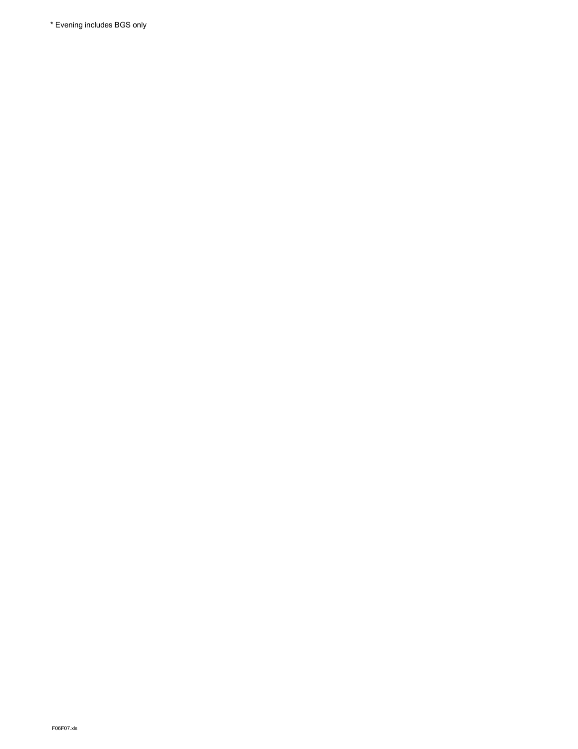* Evening includes BGS only

F06F07.xls